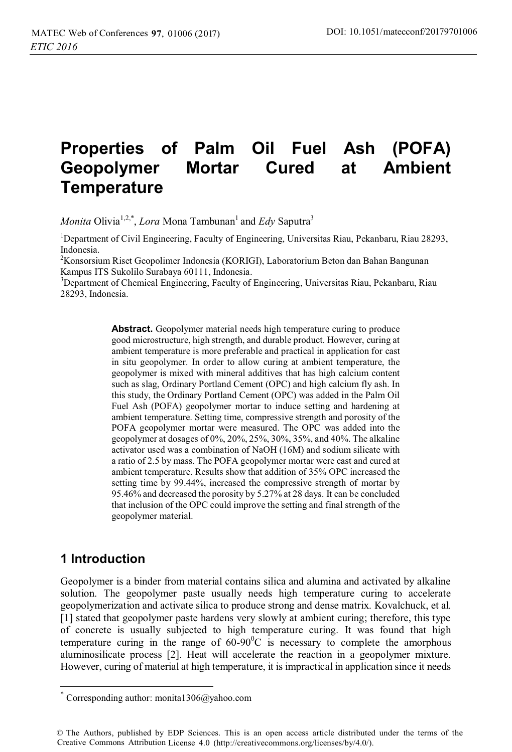# Properties of Palm Oil Fuel Ash (POFA) Geopolymer Mortar Cured at Ambient Temperature

*Monita* Olivia[1,2,*], *Lora* Mona Tambunan[1] and *Edy* Saputra[3]

[1]Department of Civil Engineering, Faculty of Engineering, Universitas Riau, Pekanbaru, Riau 28293, Indonesia.

[2]Konsorsium Riset Geopolimer Indonesia (KORIGI), Laboratorium Beton dan Bahan Bangunan Kampus ITS Sukolilo Surabaya 60111, Indonesia.

[3]Department of Chemical Engineering, Faculty of Engineering, Universitas Riau, Pekanbaru, Riau 28293, Indonesia.

**Abstract.** Geopolymer material needs high temperature curing to produce good microstructure, high strength, and durable product. However, curing at ambient temperature is more preferable and practical in application for cast in situ geopolymer. In order to allow curing at ambient temperature, the geopolymer is mixed with mineral additives that has high calcium content such as slag, Ordinary Portland Cement (OPC) and high calcium fly ash. In this study, the Ordinary Portland Cement (OPC) was added in the Palm Oil Fuel Ash (POFA) geopolymer mortar to induce setting and hardening at ambient temperature. Setting time, compressive strength and porosity of the POFA geopolymer mortar were measured. The OPC was added into the geopolymer at dosages of 0%, 20%, 25%, 30%, 35%, and 40%. The alkaline activator used was a combination of NaOH (16M) and sodium silicate with a ratio of 2.5 by mass. The POFA geopolymer mortar were cast and cured at ambient temperature. Results show that addition of 35% OPC increased the setting time by 99.44%, increased the compressive strength of mortar by 95.46% and decreased the porosity by 5.27% at 28 days. It can be concluded that inclusion of the OPC could improve the setting and final strength of the geopolymer material.

## 1 Introduction

Geopolymer is a binder from material contains silica and alumina and activated by alkaline solution. The geopolymer paste usually needs high temperature curing to accelerate geopolymerization and activate silica to produce strong and dense matrix. Kovalchuck, et al. [1] stated that geopolymer paste hardens very slowly at ambient curing; therefore, this type of concrete is usually subjected to high temperature curing. It was found that high temperature curing in the range of 60-90$^0$C is necessary to complete the amorphous aluminosilicate process [2]. Heat will accelerate the reaction in a geopolymer mixture. However, curing of material at high temperature, it is impractical in application since it needs

* Corresponding author: monita1306@yahoo.com

© The Authors, published by EDP Sciences. This is an open access article distributed under the terms of the Creative Commons Attribution License 4.0 (http://creativecommons.org/licenses/by/4.0/).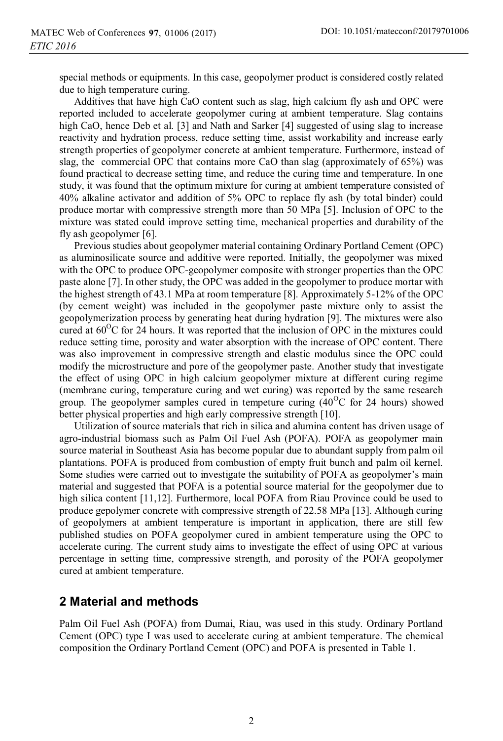special methods or equipments. In this case, geopolymer product is considered costly related due to high temperature curing.

Additives that have high CaO content such as slag, high calcium fly ash and OPC were reported included to accelerate geopolymer curing at ambient temperature. Slag contains high CaO, hence Deb et al. [3] and Nath and Sarker [4] suggested of using slag to increase reactivity and hydration process, reduce setting time, assist workability and increase early strength properties of geopolymer concrete at ambient temperature. Furthermore, instead of slag, the commercial OPC that contains more CaO than slag (approximately of 65%) was found practical to decrease setting time, and reduce the curing time and temperature. In one study, it was found that the optimum mixture for curing at ambient temperature consisted of 40% alkaline activator and addition of 5% OPC to replace fly ash (by total binder) could produce mortar with compressive strength more than 50 MPa [5]. Inclusion of OPC to the mixture was stated could improve setting time, mechanical properties and durability of the fly ash geopolymer [6].

Previous studies about geopolymer material containing Ordinary Portland Cement (OPC) as aluminosilicate source and additive were reported. Initially, the geopolymer was mixed with the OPC to produce OPC-geopolymer composite with stronger properties than the OPC paste alone [7]. In other study, the OPC was added in the geopolymer to produce mortar with the highest strength of 43.1 MPa at room temperature [8]. Approximately 5-12% of the OPC (by cement weight) was included in the geopolymer paste mixture only to assist the geopolymerization process by generating heat during hydration [9]. The mixtures were also cured at 60$^{O}$C for 24 hours. It was reported that the inclusion of OPC in the mixtures could reduce setting time, porosity and water absorption with the increase of OPC content. There was also improvement in compressive strength and elastic modulus since the OPC could modify the microstructure and pore of the geopolymer paste. Another study that investigate the effect of using OPC in high calcium geopolymer mixture at different curing regime (membrane curing, temperature curing and wet curing) was reported by the same research group. The geopolymer samples cured in tempeture curing (40$^{O}$C for 24 hours) showed better physical properties and high early compressive strength [10].

Utilization of source materials that rich in silica and alumina content has driven usage of agro-industrial biomass such as Palm Oil Fuel Ash (POFA). POFA as geopolymer main source material in Southeast Asia has become popular due to abundant supply from palm oil plantations. POFA is produced from combustion of empty fruit bunch and palm oil kernel. Some studies were carried out to investigate the suitability of POFA as geopolymer's main material and suggested that POFA is a potential source material for the geopolymer due to high silica content [11,12]. Furthermore, local POFA from Riau Province could be used to produce gepolymer concrete with compressive strength of 22.58 MPa [13]. Although curing of geopolymers at ambient temperature is important in application, there are still few published studies on POFA geopolymer cured in ambient temperature using the OPC to accelerate curing. The current study aims to investigate the effect of using OPC at various percentage in setting time, compressive strength, and porosity of the POFA geopolymer cured at ambient temperature.

## 2 Material and methods

Palm Oil Fuel Ash (POFA) from Dumai, Riau, was used in this study. Ordinary Portland Cement (OPC) type I was used to accelerate curing at ambient temperature. The chemical composition the Ordinary Portland Cement (OPC) and POFA is presented in Table 1.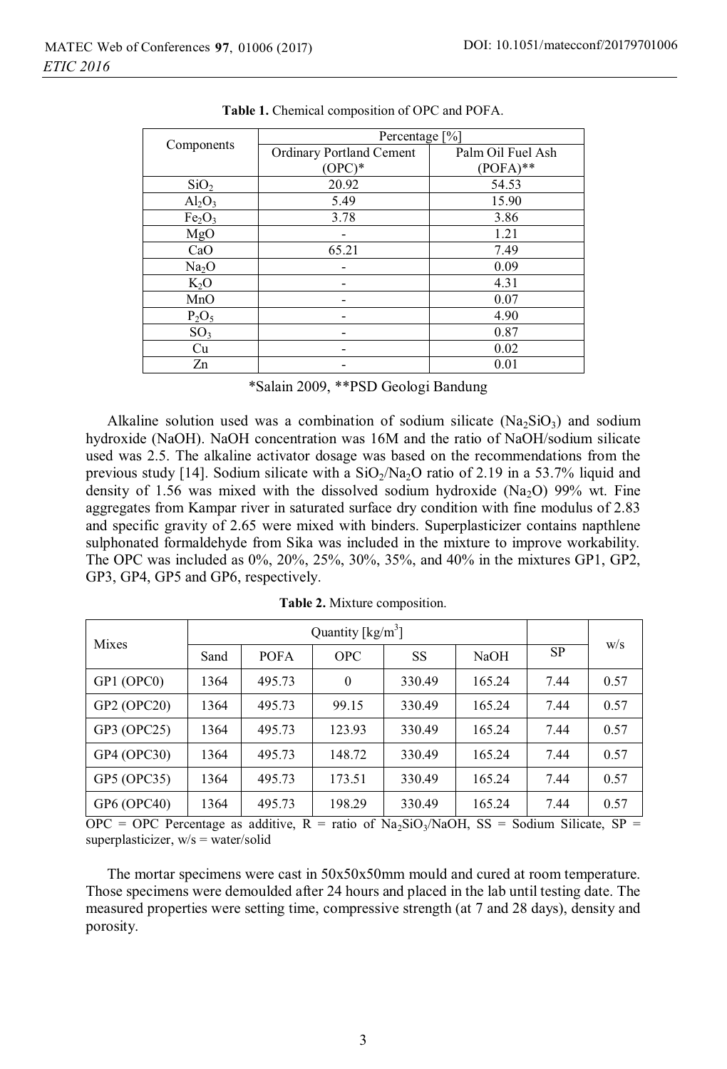**Table 1.** Chemical composition of OPC and POFA.

| Components | Percentage [%] | |
|---|---|---|
| | Ordinary Portland Cement (OPC)* | Palm Oil Fuel Ash (POFA)** |
| $SiO_2$ | 20.92 | 54.53 |
| $Al_2O_3$ | 5.49 | 15.90 |
| $Fe_2O_3$ | 3.78 | 3.86 |
| MgO | - | 1.21 |
| CaO | 65.21 | 7.49 |
| $Na_2O$ | - | 0.09 |
| $K_2O$ | - | 4.31 |
| MnO | - | 0.07 |
| $P_2O_5$ | - | 4.90 |
| $SO_3$ | - | 0.87 |
| Cu | - | 0.02 |
| Zn | - | 0.01 |

*Salain 2009, **PSD Geologi Bandung

Alkaline solution used was a combination of sodium silicate ($Na_2SiO_3$) and sodium hydroxide (NaOH). NaOH concentration was 16M and the ratio of NaOH/sodium silicate used was 2.5. The alkaline activator dosage was based on the recommendations from the previous study [14]. Sodium silicate with a $SiO_2/Na_2O$ ratio of 2.19 in a 53.7% liquid and density of 1.56 was mixed with the dissolved sodium hydroxide ($Na_2O$) 99% wt. Fine aggregates from Kampar river in saturated surface dry condition with fine modulus of 2.83 and specific gravity of 2.65 were mixed with binders. Superplasticizer contains napthlene sulphonated formaldehyde from Sika was included in the mixture to improve workability. The OPC was included as 0%, 20%, 25%, 30%, 35%, and 40% in the mixtures GP1, GP2, GP3, GP4, GP5 and GP6, respectively.

**Table 2.** Mixture composition.

| Mixes | Quantity [kg/m$^3$] | | | | | SP | w/s |
|---|---|---|---|---|---|---|---|
| | Sand | POFA | OPC | SS | NaOH | | |
| GP1 (OPC0) | 1364 | 495.73 | 0 | 330.49 | 165.24 | 7.44 | 0.57 |
| GP2 (OPC20) | 1364 | 495.73 | 99.15 | 330.49 | 165.24 | 7.44 | 0.57 |
| GP3 (OPC25) | 1364 | 495.73 | 123.93 | 330.49 | 165.24 | 7.44 | 0.57 |
| GP4 (OPC30) | 1364 | 495.73 | 148.72 | 330.49 | 165.24 | 7.44 | 0.57 |
| GP5 (OPC35) | 1364 | 495.73 | 173.51 | 330.49 | 165.24 | 7.44 | 0.57 |
| GP6 (OPC40) | 1364 | 495.73 | 198.29 | 330.49 | 165.24 | 7.44 | 0.57 |

OPC = OPC Percentage as additive, R = ratio of $Na_2SiO_3$/NaOH, SS = Sodium Silicate, SP = superplasticizer, w/s = water/solid

The mortar specimens were cast in 50x50x50mm mould and cured at room temperature. Those specimens were demoulded after 24 hours and placed in the lab until testing date. The measured properties were setting time, compressive strength (at 7 and 28 days), density and porosity.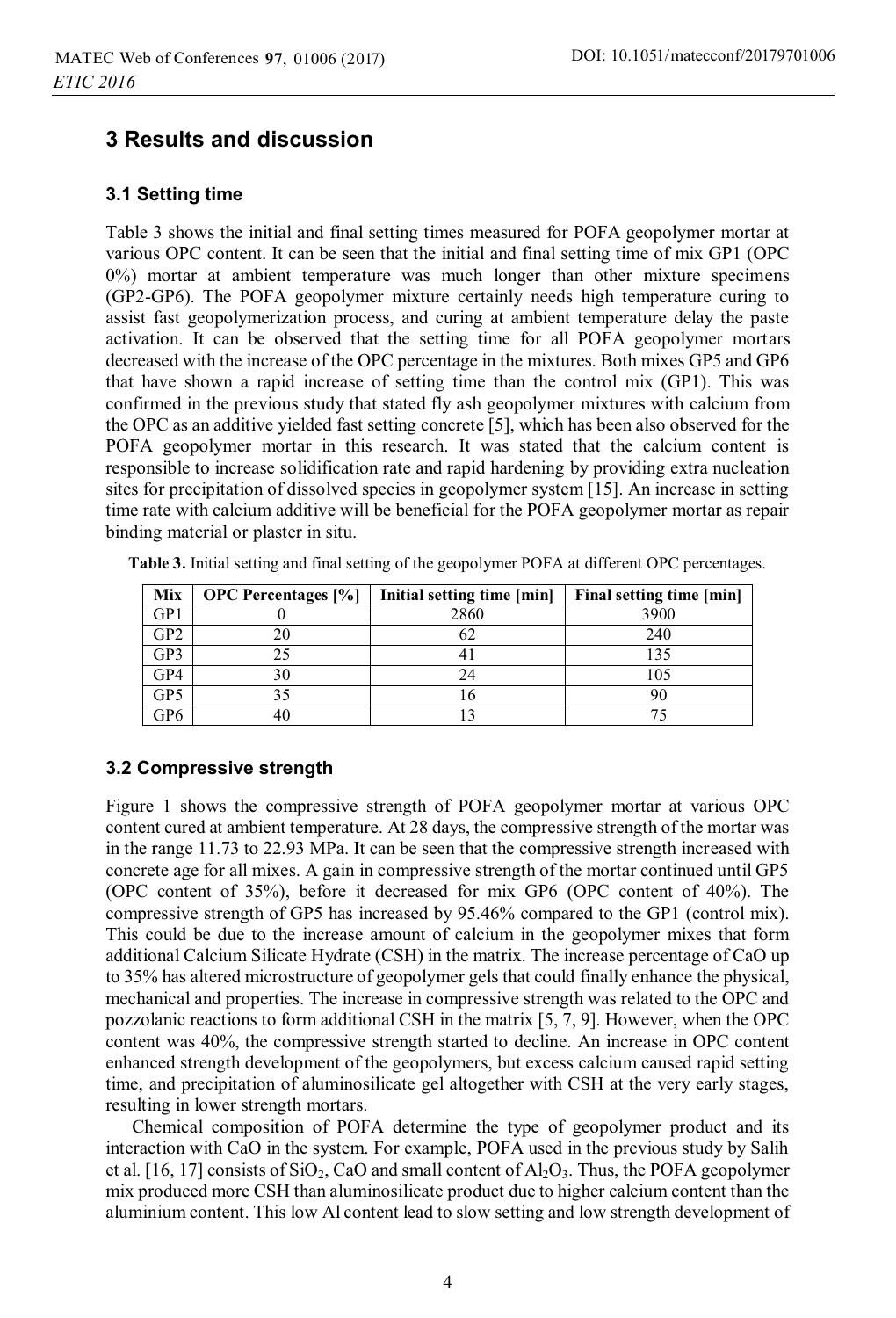## 3 Results and discussion

### 3.1 Setting time

Table 3 shows the initial and final setting times measured for POFA geopolymer mortar at various OPC content. It can be seen that the initial and final setting time of mix GP1 (OPC 0%) mortar at ambient temperature was much longer than other mixture specimens (GP2-GP6). The POFA geopolymer mixture certainly needs high temperature curing to assist fast geopolymerization process, and curing at ambient temperature delay the paste activation. It can be observed that the setting time for all POFA geopolymer mortars decreased with the increase of the OPC percentage in the mixtures. Both mixes GP5 and GP6 that have shown a rapid increase of setting time than the control mix (GP1). This was confirmed in the previous study that stated fly ash geopolymer mixtures with calcium from the OPC as an additive yielded fast setting concrete [5], which has been also observed for the POFA geopolymer mortar in this research. It was stated that the calcium content is responsible to increase solidification rate and rapid hardening by providing extra nucleation sites for precipitation of dissolved species in geopolymer system [15]. An increase in setting time rate with calcium additive will be beneficial for the POFA geopolymer mortar as repair binding material or plaster in situ.

**Table 3.** Initial setting and final setting of the geopolymer POFA at different OPC percentages.

| Mix | OPC Percentages [%] | Initial setting time [min] | Final setting time [min] |
|---|---|---|---|
| GP1 | 0 | 2860 | 3900 |
| GP2 | 20 | 62 | 240 |
| GP3 | 25 | 41 | 135 |
| GP4 | 30 | 24 | 105 |
| GP5 | 35 | 16 | 90 |
| GP6 | 40 | 13 | 75 |

### 3.2 Compressive strength

Figure 1 shows the compressive strength of POFA geopolymer mortar at various OPC content cured at ambient temperature. At 28 days, the compressive strength of the mortar was in the range 11.73 to 22.93 MPa. It can be seen that the compressive strength increased with concrete age for all mixes. A gain in compressive strength of the mortar continued until GP5 (OPC content of 35%), before it decreased for mix GP6 (OPC content of 40%). The compressive strength of GP5 has increased by 95.46% compared to the GP1 (control mix). This could be due to the increase amount of calcium in the geopolymer mixes that form additional Calcium Silicate Hydrate (CSH) in the matrix. The increase percentage of CaO up to 35% has altered microstructure of geopolymer gels that could finally enhance the physical, mechanical and properties. The increase in compressive strength was related to the OPC and pozzolanic reactions to form additional CSH in the matrix [5, 7, 9]. However, when the OPC content was 40%, the compressive strength started to decline. An increase in OPC content enhanced strength development of the geopolymers, but excess calcium caused rapid setting time, and precipitation of aluminosilicate gel altogether with CSH at the very early stages, resulting in lower strength mortars.

Chemical composition of POFA determine the type of geopolymer product and its interaction with CaO in the system. For example, POFA used in the previous study by Salih et al. [16, 17] consists of $SiO_2$, CaO and small content of $Al_2O_3$. Thus, the POFA geopolymer mix produced more CSH than aluminosilicate product due to higher calcium content than the aluminium content. This low Al content lead to slow setting and low strength development of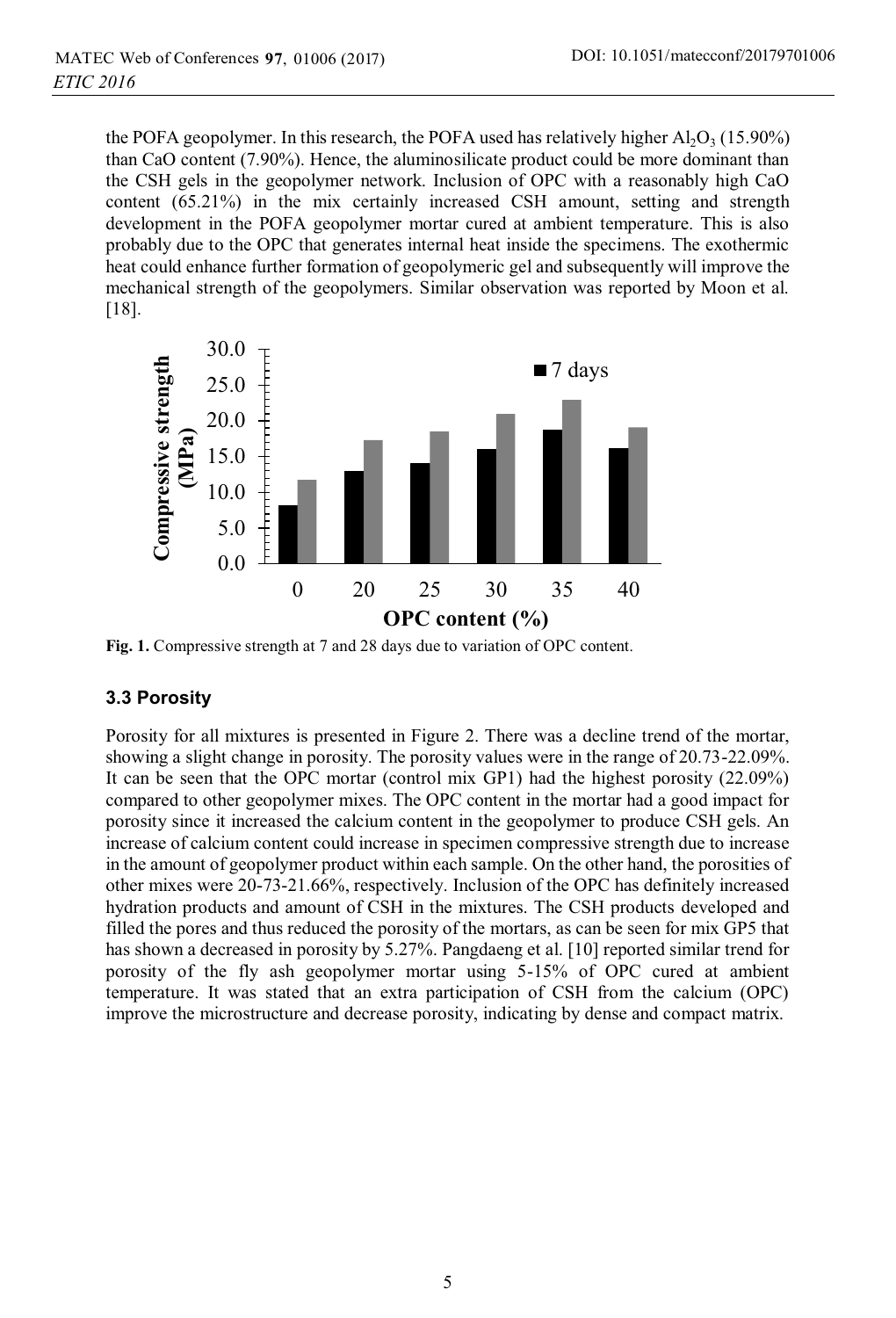the POFA geopolymer. In this research, the POFA used has relatively higher $Al_2O_3$ (15.90%) than CaO content (7.90%). Hence, the aluminosilicate product could be more dominant than the CSH gels in the geopolymer network. Inclusion of OPC with a reasonably high CaO content (65.21%) in the mix certainly increased CSH amount, setting and strength development in the POFA geopolymer mortar cured at ambient temperature. This is also probably due to the OPC that generates internal heat inside the specimens. The exothermic heat could enhance further formation of geopolymeric gel and subsequently will improve the mechanical strength of the geopolymers. Similar observation was reported by Moon et al. [18].

**Fig. 1.** Compressive strength at 7 and 28 days due to variation of OPC content.

### 3.3 Porosity

Porosity for all mixtures is presented in Figure 2. There was a decline trend of the mortar, showing a slight change in porosity. The porosity values were in the range of 20.73-22.09%. It can be seen that the OPC mortar (control mix GP1) had the highest porosity (22.09%) compared to other geopolymer mixes. The OPC content in the mortar had a good impact for porosity since it increased the calcium content in the geopolymer to produce CSH gels. An increase of calcium content could increase in specimen compressive strength due to increase in the amount of geopolymer product within each sample. On the other hand, the porosities of other mixes were 20-73-21.66%, respectively. Inclusion of the OPC has definitely increased hydration products and amount of CSH in the mixtures. The CSH products developed and filled the pores and thus reduced the porosity of the mortars, as can be seen for mix GP5 that has shown a decreased in porosity by 5.27%. Pangdaeng et al. [10] reported similar trend for porosity of the fly ash geopolymer mortar using 5-15% of OPC cured at ambient temperature. It was stated that an extra participation of CSH from the calcium (OPC) improve the microstructure and decrease porosity, indicating by dense and compact matrix.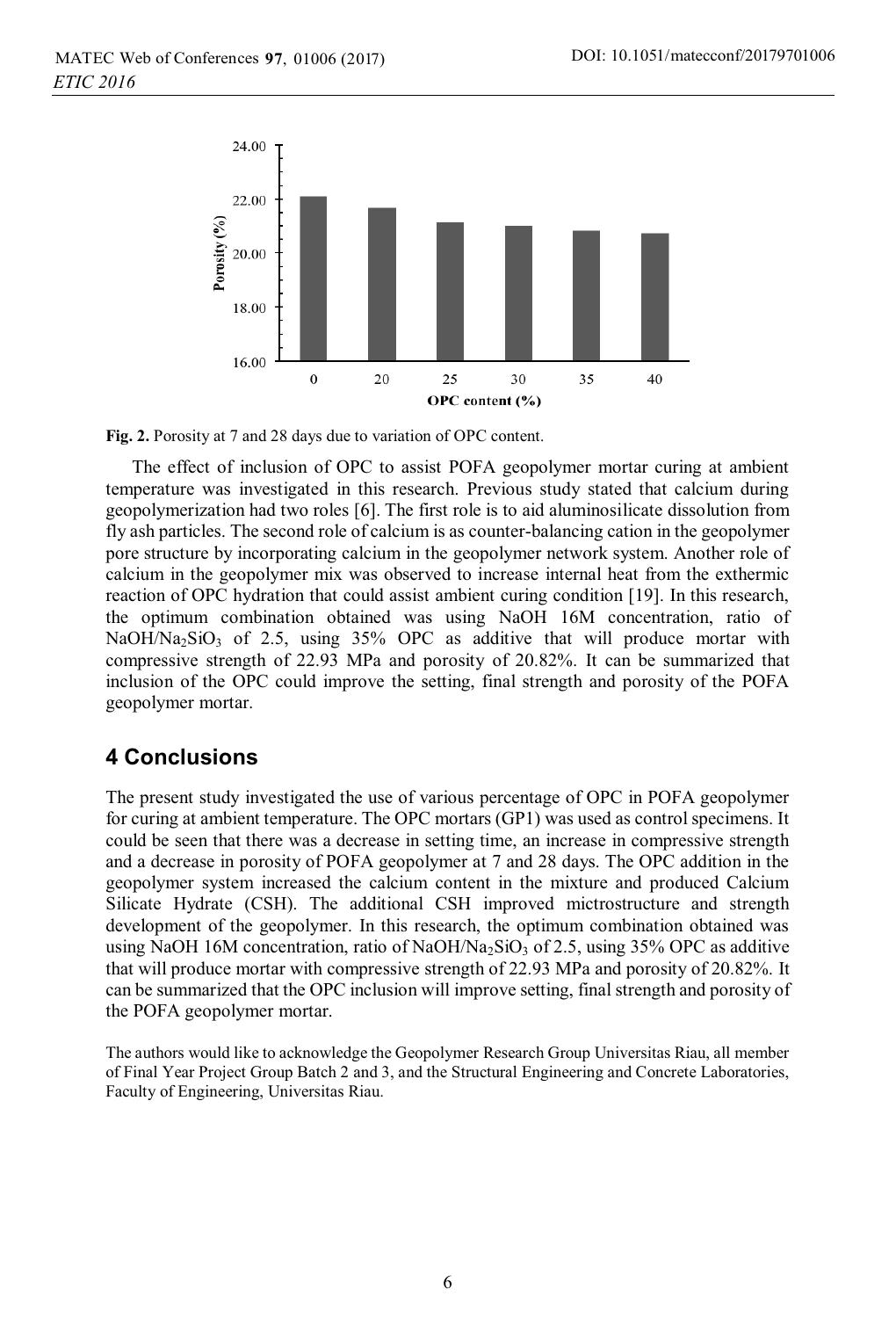Fig. 2. Porosity at 7 and 28 days due to variation of OPC content.

The effect of inclusion of OPC to assist POFA geopolymer mortar curing at ambient temperature was investigated in this research. Previous study stated that calcium during geopolymerization had two roles [6]. The first role is to aid aluminosilicate dissolution from fly ash particles. The second role of calcium is as counter-balancing cation in the geopolymer pore structure by incorporating calcium in the geopolymer network system. Another role of calcium in the geopolymer mix was observed to increase internal heat from the exthermic reaction of OPC hydration that could assist ambient curing condition [19]. In this research, the optimum combination obtained was using NaOH 16M concentration, ratio of $NaOH/Na_2SiO_3$ of 2.5, using 35% OPC as additive that will produce mortar with compressive strength of 22.93 MPa and porosity of 20.82%. It can be summarized that inclusion of the OPC could improve the setting, final strength and porosity of the POFA geopolymer mortar.

## 4 Conclusions

The present study investigated the use of various percentage of OPC in POFA geopolymer for curing at ambient temperature. The OPC mortars (GP1) was used as control specimens. It could be seen that there was a decrease in setting time, an increase in compressive strength and a decrease in porosity of POFA geopolymer at 7 and 28 days. The OPC addition in the geopolymer system increased the calcium content in the mixture and produced Calcium Silicate Hydrate (CSH). The additional CSH improved mictrostructure and strength development of the geopolymer. In this research, the optimum combination obtained was using NaOH 16M concentration, ratio of $NaOH/Na_2SiO_3$ of 2.5, using 35% OPC as additive that will produce mortar with compressive strength of 22.93 MPa and porosity of 20.82%. It can be summarized that the OPC inclusion will improve setting, final strength and porosity of the POFA geopolymer mortar.

The authors would like to acknowledge the Geopolymer Research Group Universitas Riau, all member of Final Year Project Group Batch 2 and 3, and the Structural Engineering and Concrete Laboratories, Faculty of Engineering, Universitas Riau.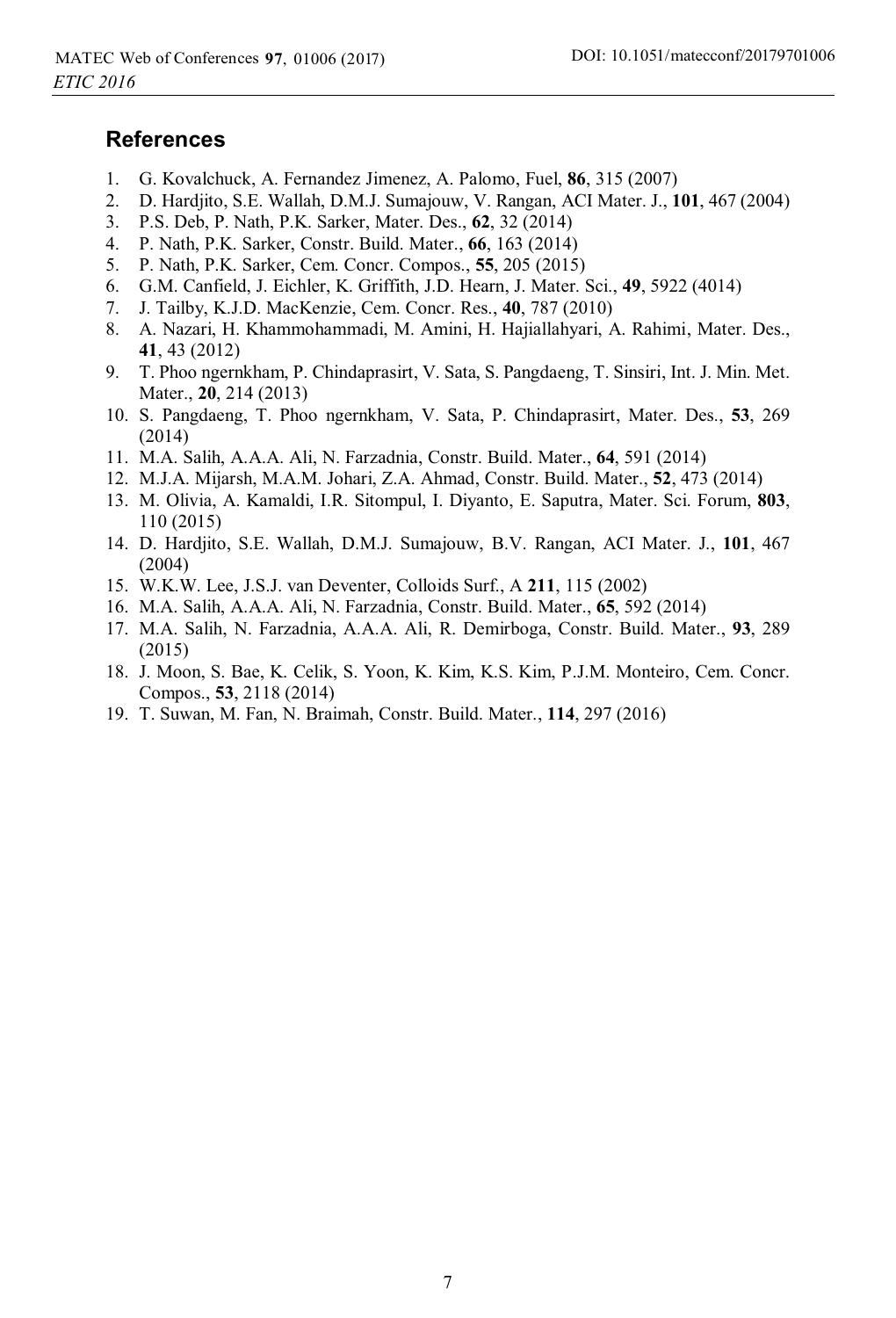## References

1. G. Kovalchuck, A. Fernandez Jimenez, A. Palomo, Fuel, **86**, 315 (2007)
2. D. Hardjito, S.E. Wallah, D.M.J. Sumajouw, V. Rangan, ACI Mater. J., **101**, 467 (2004)
3. P.S. Deb, P. Nath, P.K. Sarker, Mater. Des., **62**, 32 (2014)
4. P. Nath, P.K. Sarker, Constr. Build. Mater., **66**, 163 (2014)
5. P. Nath, P.K. Sarker, Cem. Concr. Compos., **55**, 205 (2015)
6. G.M. Canfield, J. Eichler, K. Griffith, J.D. Hearn, J. Mater. Sci., **49**, 5922 (4014)
7. J. Tailby, K.J.D. MacKenzie, Cem. Concr. Res., **40**, 787 (2010)
8. A. Nazari, H. Khammohammadi, M. Amini, H. Hajiallahyari, A. Rahimi, Mater. Des., **41**, 43 (2012)
9. T. Phoo ngernkham, P. Chindaprasirt, V. Sata, S. Pangdaeng, T. Sinsiri, Int. J. Min. Met. Mater., **20**, 214 (2013)
10. S. Pangdaeng, T. Phoo ngernkham, V. Sata, P. Chindaprasirt, Mater. Des., **53**, 269 (2014)
11. M.A. Salih, A.A.A. Ali, N. Farzadnia, Constr. Build. Mater., **64**, 591 (2014)
12. M.J.A. Mijarsh, M.A.M. Johari, Z.A. Ahmad, Constr. Build. Mater., **52**, 473 (2014)
13. M. Olivia, A. Kamaldi, I.R. Sitompul, I. Diyanto, E. Saputra, Mater. Sci. Forum, **803**, 110 (2015)
14. D. Hardjito, S.E. Wallah, D.M.J. Sumajouw, B.V. Rangan, ACI Mater. J., **101**, 467 (2004)
15. W.K.W. Lee, J.S.J. van Deventer, Colloids Surf., A **211**, 115 (2002)
16. M.A. Salih, A.A.A. Ali, N. Farzadnia, Constr. Build. Mater., **65**, 592 (2014)
17. M.A. Salih, N. Farzadnia, A.A.A. Ali, R. Demirboga, Constr. Build. Mater., **93**, 289 (2015)
18. J. Moon, S. Bae, K. Celik, S. Yoon, K. Kim, K.S. Kim, P.J.M. Monteiro, Cem. Concr. Compos., **53**, 2118 (2014)
19. T. Suwan, M. Fan, N. Braimah, Constr. Build. Mater., **114**, 297 (2016)